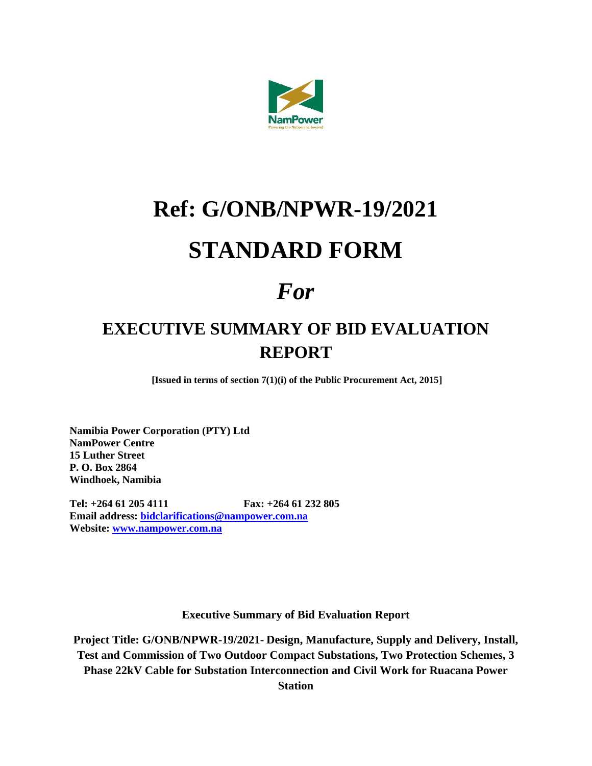# Ref: G/ONB/NPWR-19/2021

# STANDARD FORM

# *For*

## EXECUTIVE SUMMARY OF BID EVALUATION REPORT

**[Issued in terms of section 7(1)(i) of the Public Procurement Act, 2015]**

**Namibia Power Corporation (PTY) Ltd**
**NamPower Centre**
**15 Luther Street**
**P. O. Box 2864**
**Windhoek, Namibia**

**Tel: +264 61 205 4111 Fax: +264 61 232 805**
**Email address: bidclarifications@nampower.com.na**
**Website: www.nampower.com.na**

**Executive Summary of Bid Evaluation Report**

**Project Title: G/ONB/NPWR-19/2021- Design, Manufacture, Supply and Delivery, Install, Test and Commission of Two Outdoor Compact Substations, Two Protection Schemes, 3 Phase 22kV Cable for Substation Interconnection and Civil Work for Ruacana Power Station**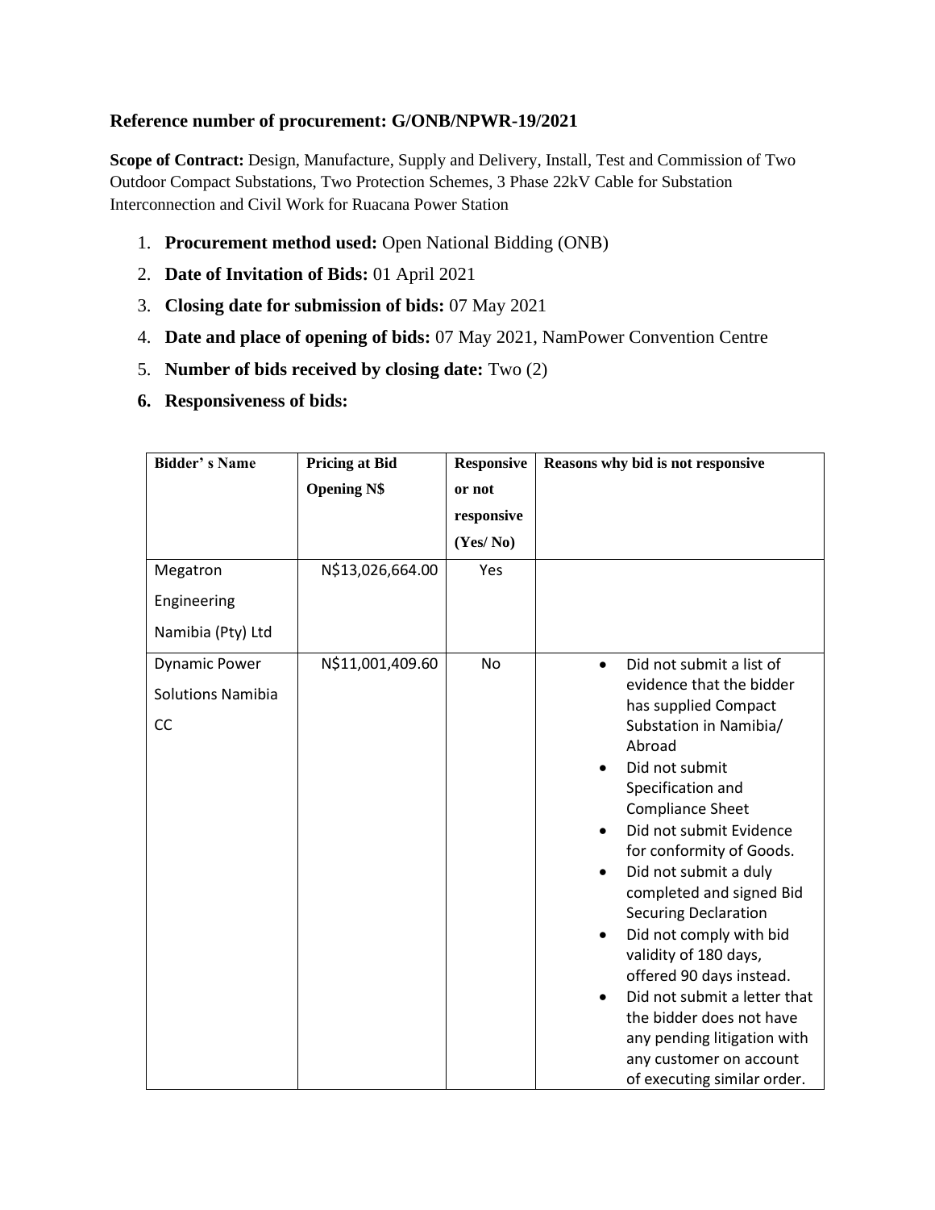**Reference number of procurement: G/ONB/NPWR-19/2021**

**Scope of Contract:** Design, Manufacture, Supply and Delivery, Install, Test and Commission of Two Outdoor Compact Substations, Two Protection Schemes, 3 Phase 22kV Cable for Substation Interconnection and Civil Work for Ruacana Power Station

1. **Procurement method used:** Open National Bidding (ONB)
2. **Date of Invitation of Bids:** 01 April 2021
3. **Closing date for submission of bids:** 07 May 2021
4. **Date and place of opening of bids:** 07 May 2021, NamPower Convention Centre
5. **Number of bids received by closing date:** Two (2)
6. **Responsiveness of bids:**

| Bidder' s Name | Pricing at Bid Opening N$ | Responsive or not responsive (Yes/ No) | Reasons why bid is not responsive |
|---|---|---|---|
| Megatron Engineering Namibia (Pty) Ltd | N$13,026,664.00 | Yes | |
| Dynamic Power Solutions Namibia CC | N$11,001,409.60 | No | • Did not submit a list of evidence that the bidder has supplied Compact Substation in Namibia/ Abroad<br>• Did not submit Specification and Compliance Sheet<br>• Did not submit Evidence for conformity of Goods.<br>• Did not submit a duly completed and signed Bid Securing Declaration<br>• Did not comply with bid validity of 180 days, offered 90 days instead.<br>• Did not submit a letter that the bidder does not have any pending litigation with any customer on account of executing similar order. |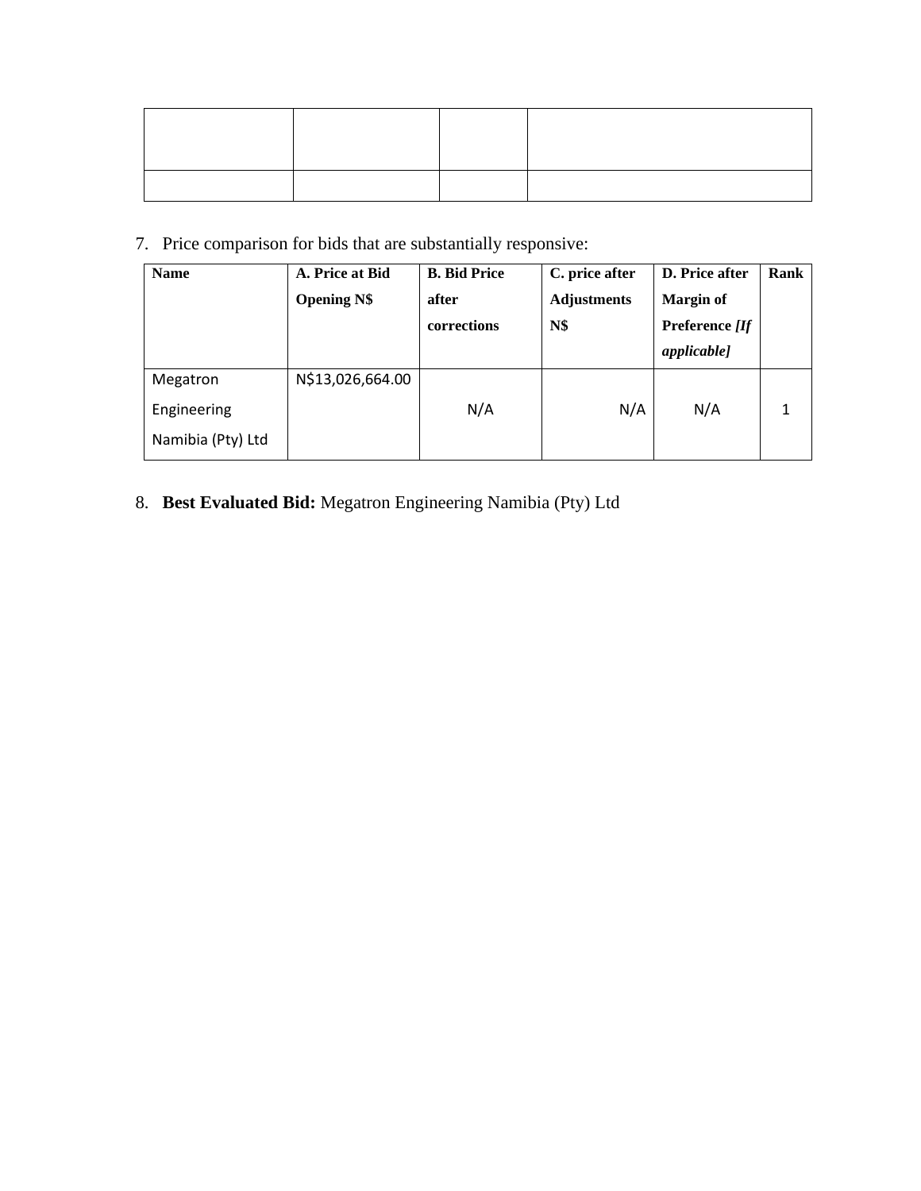| | | | |
|---|---|---|---|
| | | | |
| | | | |

7. Price comparison for bids that are substantially responsive:

| Name | A. Price at Bid Opening N$ | B. Bid Price after corrections | C. price after Adjustments N$ | D. Price after Margin of Preference *[If applicable]* | Rank |
|---|---|---|---|---|---|
| Megatron Engineering Namibia (Pty) Ltd | N$13,026,664.00 | N/A | N/A | N/A | 1 |

8. **Best Evaluated Bid:** Megatron Engineering Namibia (Pty) Ltd